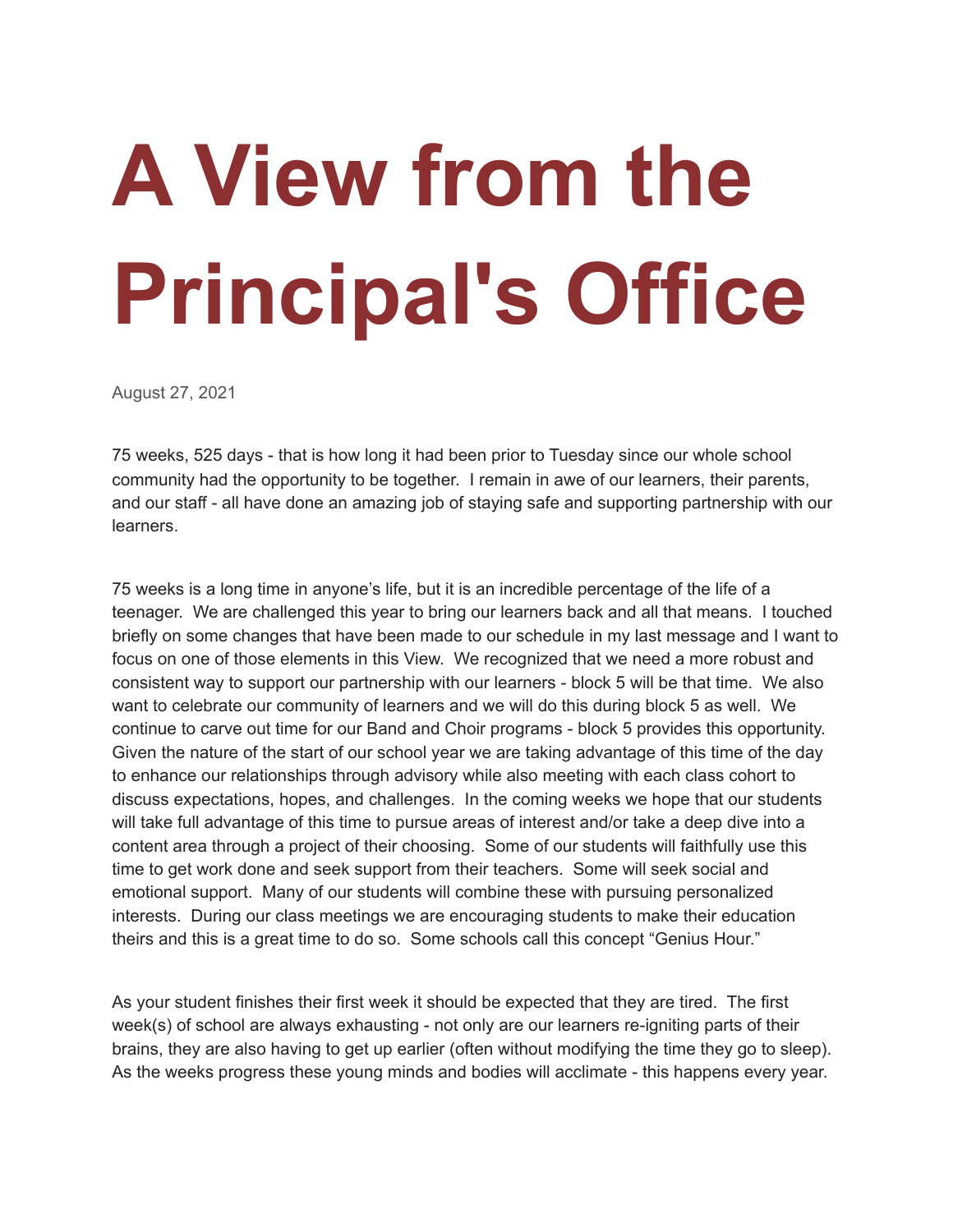# A View from the Principal's Office

August 27, 2021

75 weeks, 525 days - that is how long it had been prior to Tuesday since our whole school community had the opportunity to be together. I remain in awe of our learners, their parents, and our staff - all have done an amazing job of staying safe and supporting partnership with our learners.

75 weeks is a long time in anyone's life, but it is an incredible percentage of the life of a teenager. We are challenged this year to bring our learners back and all that means. I touched briefly on some changes that have been made to our schedule in my last message and I want to focus on one of those elements in this View. We recognized that we need a more robust and consistent way to support our partnership with our learners - block 5 will be that time. We also want to celebrate our community of learners and we will do this during block 5 as well. We continue to carve out time for our Band and Choir programs - block 5 provides this opportunity. Given the nature of the start of our school year we are taking advantage of this time of the day to enhance our relationships through advisory while also meeting with each class cohort to discuss expectations, hopes, and challenges. In the coming weeks we hope that our students will take full advantage of this time to pursue areas of interest and/or take a deep dive into a content area through a project of their choosing. Some of our students will faithfully use this time to get work done and seek support from their teachers. Some will seek social and emotional support. Many of our students will combine these with pursuing personalized interests. During our class meetings we are encouraging students to make their education theirs and this is a great time to do so. Some schools call this concept "Genius Hour."

As your student finishes their first week it should be expected that they are tired. The first week(s) of school are always exhausting - not only are our learners re-igniting parts of their brains, they are also having to get up earlier (often without modifying the time they go to sleep). As the weeks progress these young minds and bodies will acclimate - this happens every year.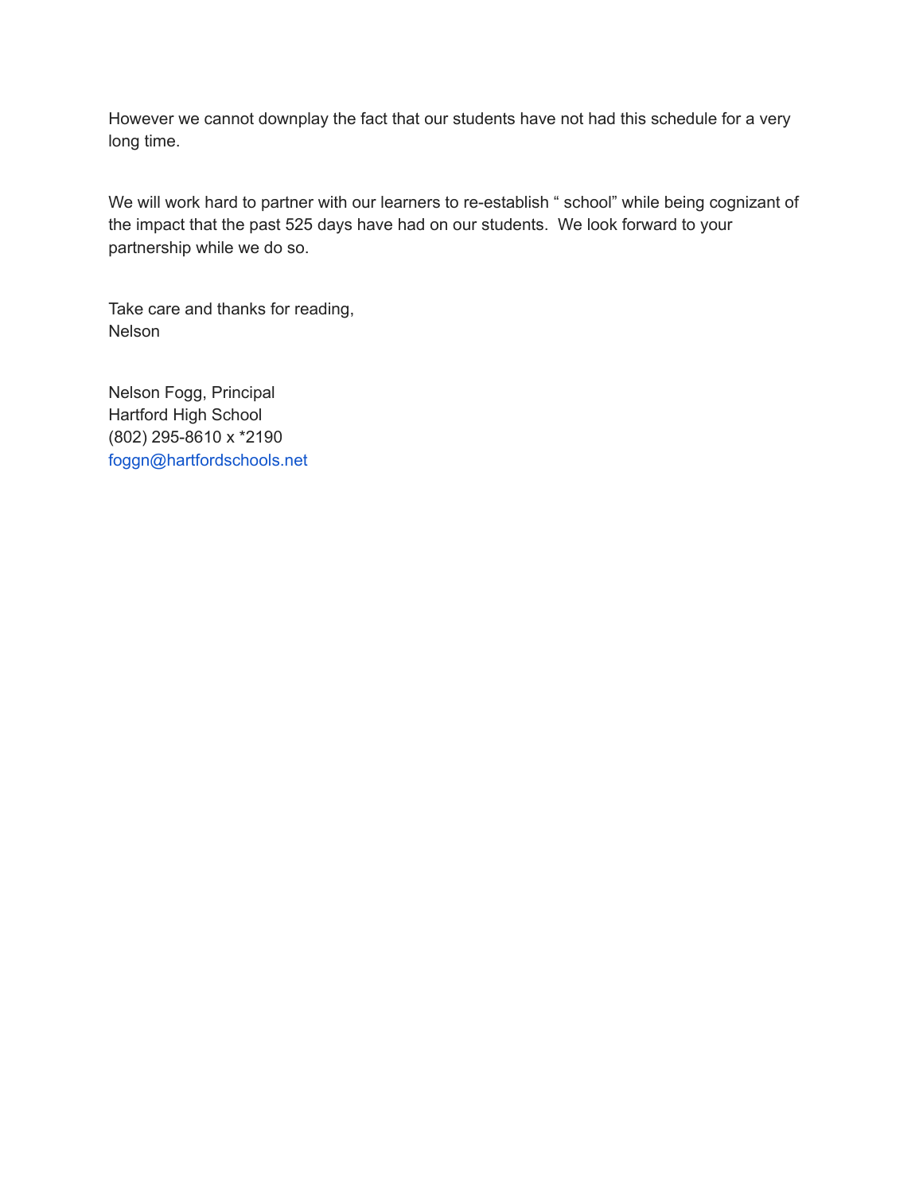However we cannot downplay the fact that our students have not had this schedule for a very long time.

We will work hard to partner with our learners to re-establish " school" while being cognizant of the impact that the past 525 days have had on our students.  We look forward to your partnership while we do so.

Take care and thanks for reading,
Nelson

Nelson Fogg, Principal
Hartford High School
(802) 295-8610 x *2190
foggn@hartfordschools.net